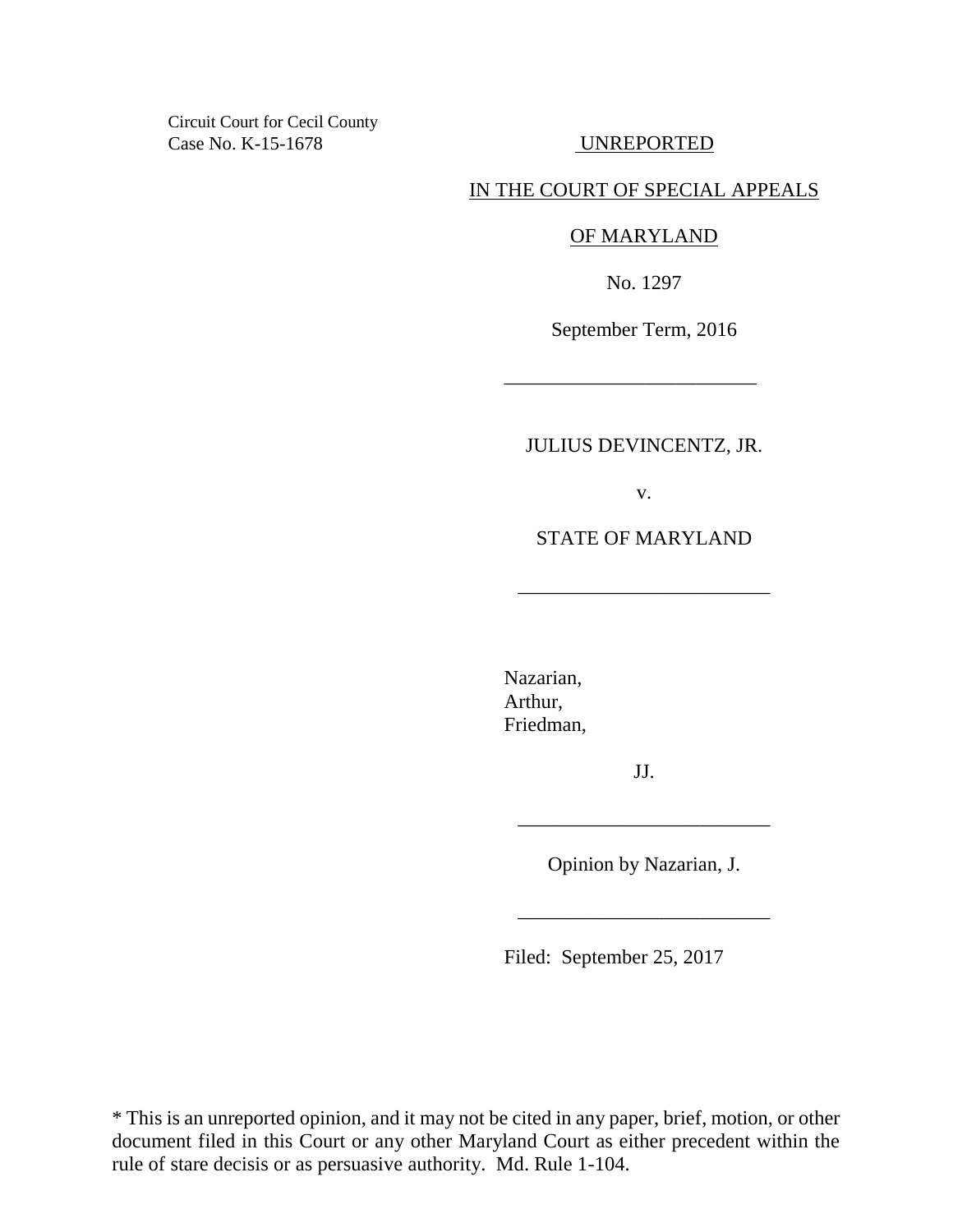Circuit Court for Cecil County
Case No. K-15-1678

UNREPORTED

IN THE COURT OF SPECIAL APPEALS

OF MARYLAND

No. 1297

September Term, 2016

---

JULIUS DEVINCENTZ, JR.

v.

STATE OF MARYLAND

---

Nazarian,
Arthur,
Friedman,

JJ.

---

Opinion by Nazarian, J.

---

Filed: September 25, 2017

\* This is an unreported opinion, and it may not be cited in any paper, brief, motion, or other document filed in this Court or any other Maryland Court as either precedent within the rule of stare decisis or as persuasive authority. Md. Rule 1-104.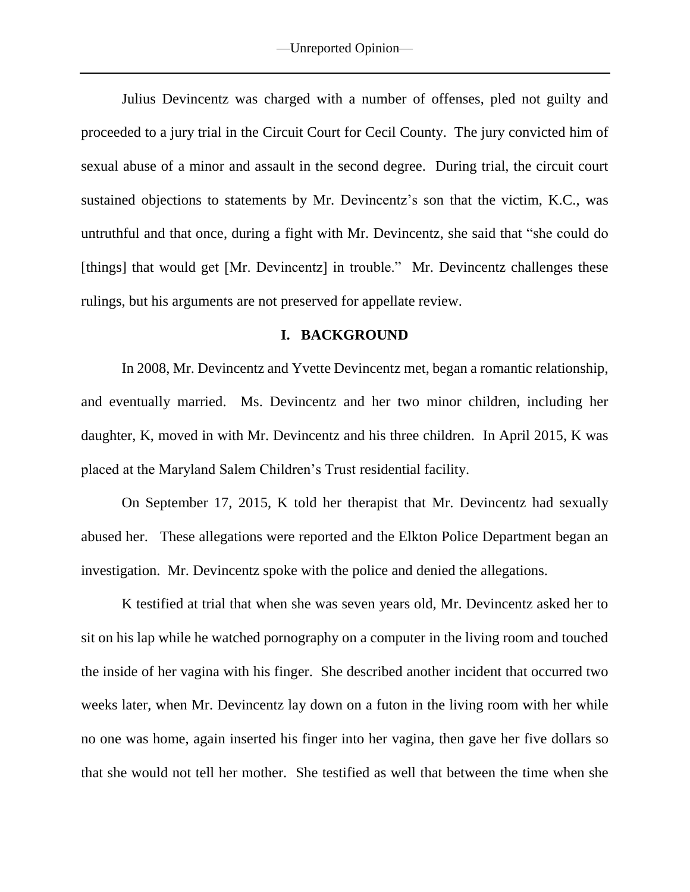Julius Devincentz was charged with a number of offenses, pled not guilty and proceeded to a jury trial in the Circuit Court for Cecil County. The jury convicted him of sexual abuse of a minor and assault in the second degree. During trial, the circuit court sustained objections to statements by Mr. Devincentz's son that the victim, K.C., was untruthful and that once, during a fight with Mr. Devincentz, she said that "she could do [things] that would get [Mr. Devincentz] in trouble." Mr. Devincentz challenges these rulings, but his arguments are not preserved for appellate review.

## I. BACKGROUND

In 2008, Mr. Devincentz and Yvette Devincentz met, began a romantic relationship, and eventually married. Ms. Devincentz and her two minor children, including her daughter, K, moved in with Mr. Devincentz and his three children. In April 2015, K was placed at the Maryland Salem Children's Trust residential facility.

On September 17, 2015, K told her therapist that Mr. Devincentz had sexually abused her. These allegations were reported and the Elkton Police Department began an investigation. Mr. Devincentz spoke with the police and denied the allegations.

K testified at trial that when she was seven years old, Mr. Devincentz asked her to sit on his lap while he watched pornography on a computer in the living room and touched the inside of her vagina with his finger. She described another incident that occurred two weeks later, when Mr. Devincentz lay down on a futon in the living room with her while no one was home, again inserted his finger into her vagina, then gave her five dollars so that she would not tell her mother. She testified as well that between the time when she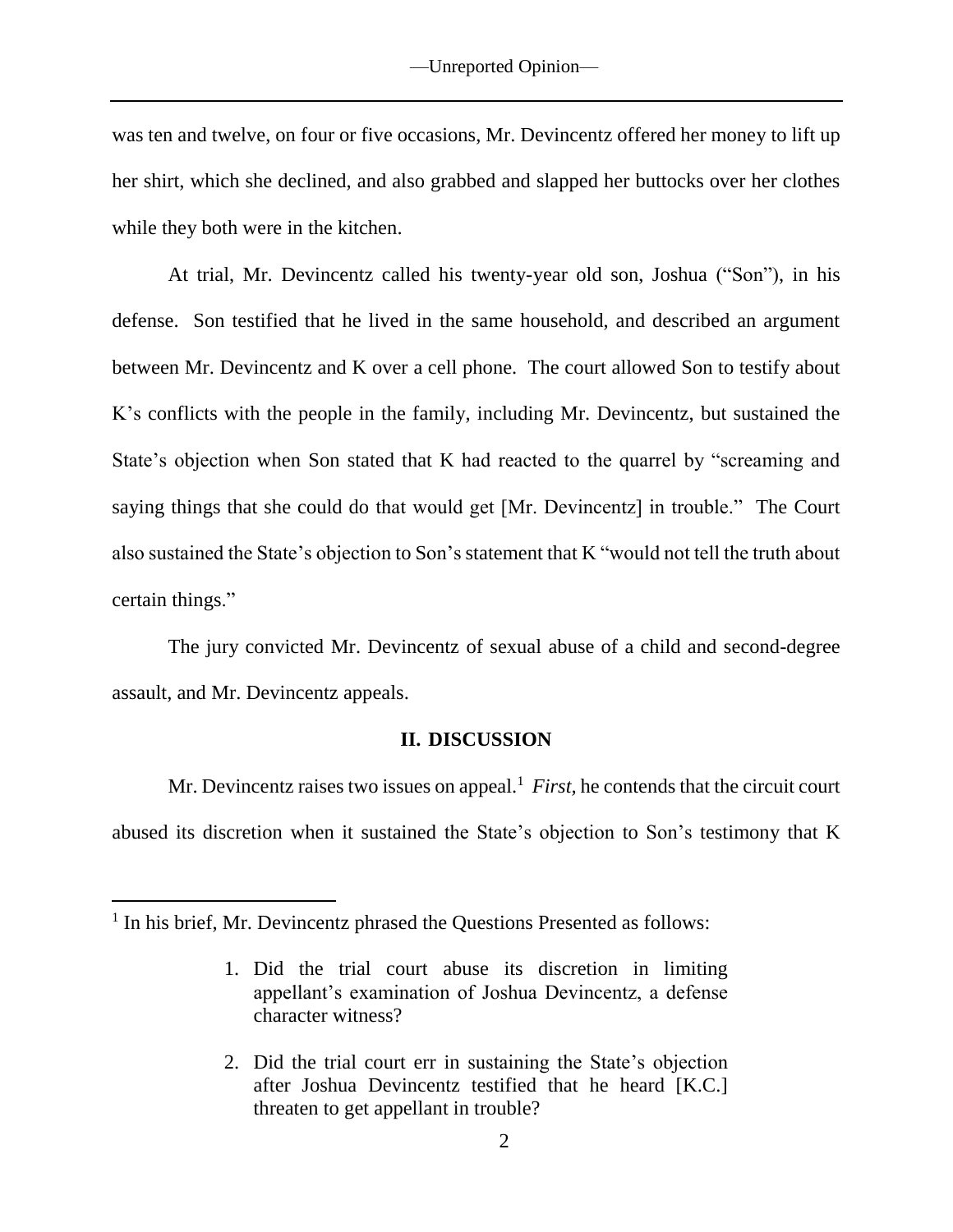was ten and twelve, on four or five occasions, Mr. Devincentz offered her money to lift up her shirt, which she declined, and also grabbed and slapped her buttocks over her clothes while they both were in the kitchen.

At trial, Mr. Devincentz called his twenty-year old son, Joshua ("Son"), in his defense. Son testified that he lived in the same household, and described an argument between Mr. Devincentz and K over a cell phone. The court allowed Son to testify about K's conflicts with the people in the family, including Mr. Devincentz, but sustained the State's objection when Son stated that K had reacted to the quarrel by "screaming and saying things that she could do that would get [Mr. Devincentz] in trouble." The Court also sustained the State's objection to Son's statement that K "would not tell the truth about certain things."

The jury convicted Mr. Devincentz of sexual abuse of a child and second-degree assault, and Mr. Devincentz appeals.

## II. DISCUSSION

Mr. Devincentz raises two issues on appeal.[1] *First*, he contends that the circuit court abused its discretion when it sustained the State's objection to Son's testimony that K

---

[1] In his brief, Mr. Devincentz phrased the Questions Presented as follows:

> 1. Did the trial court abuse its discretion in limiting appellant's examination of Joshua Devincentz, a defense character witness?
>
> 2. Did the trial court err in sustaining the State's objection after Joshua Devincentz testified that he heard [K.C.] threaten to get appellant in trouble?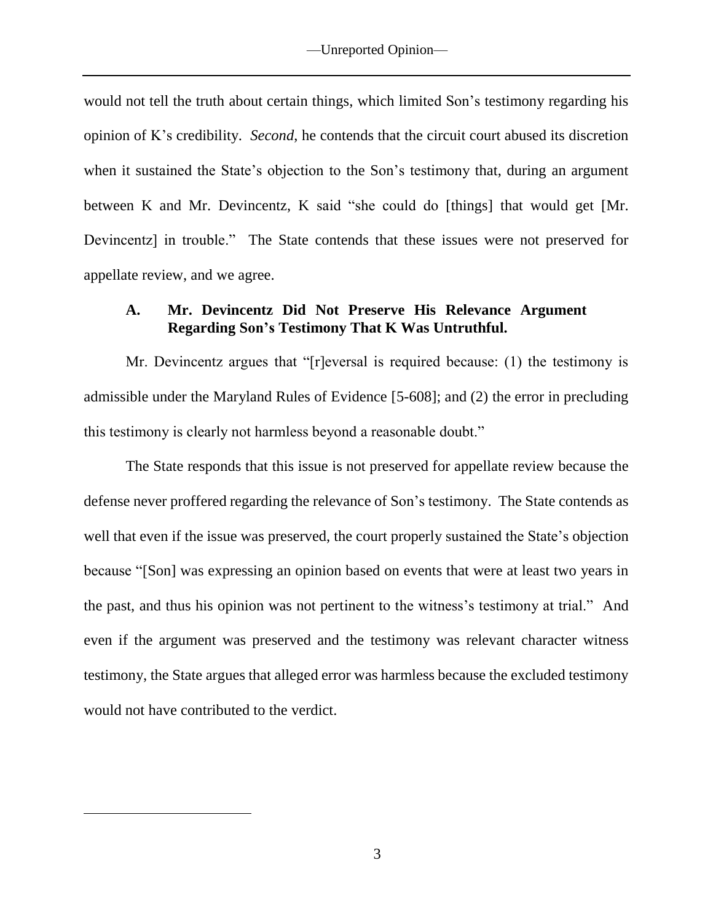would not tell the truth about certain things, which limited Son's testimony regarding his opinion of K's credibility. *Second*, he contends that the circuit court abused its discretion when it sustained the State's objection to the Son's testimony that, during an argument between K and Mr. Devincentz, K said "she could do [things] that would get [Mr. Devincentz] in trouble." The State contends that these issues were not preserved for appellate review, and we agree.

### A. Mr. Devincentz Did Not Preserve His Relevance Argument Regarding Son's Testimony That K Was Untruthful.

Mr. Devincentz argues that "[r]eversal is required because: (1) the testimony is admissible under the Maryland Rules of Evidence [5-608]; and (2) the error in precluding this testimony is clearly not harmless beyond a reasonable doubt."

The State responds that this issue is not preserved for appellate review because the defense never proffered regarding the relevance of Son's testimony. The State contends as well that even if the issue was preserved, the court properly sustained the State's objection because "[Son] was expressing an opinion based on events that were at least two years in the past, and thus his opinion was not pertinent to the witness's testimony at trial." And even if the argument was preserved and the testimony was relevant character witness testimony, the State argues that alleged error was harmless because the excluded testimony would not have contributed to the verdict.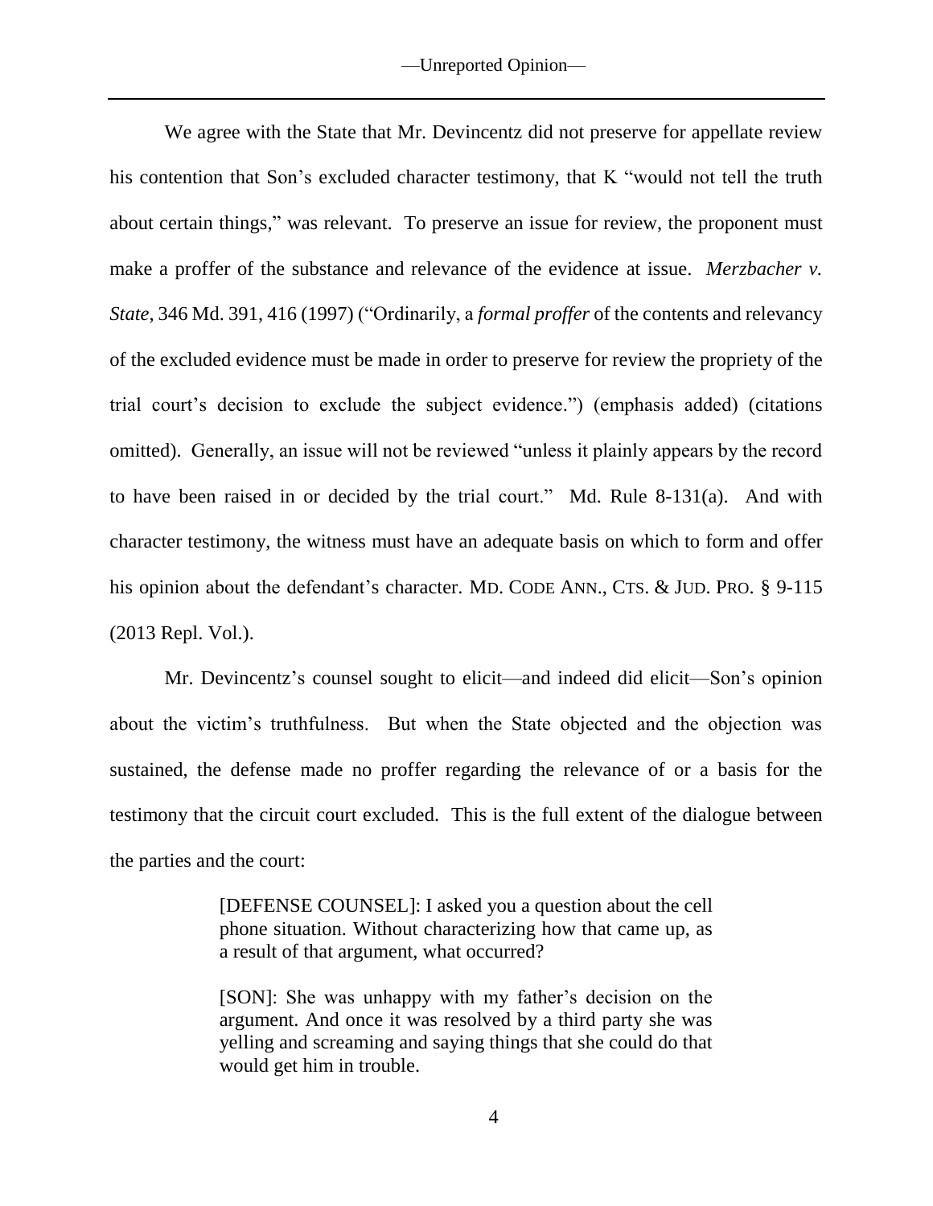We agree with the State that Mr. Devincentz did not preserve for appellate review his contention that Son's excluded character testimony, that K "would not tell the truth about certain things," was relevant. To preserve an issue for review, the proponent must make a proffer of the substance and relevance of the evidence at issue. *Merzbacher v. State*, 346 Md. 391, 416 (1997) ("Ordinarily, a *formal proffer* of the contents and relevancy of the excluded evidence must be made in order to preserve for review the propriety of the trial court's decision to exclude the subject evidence.") (emphasis added) (citations omitted). Generally, an issue will not be reviewed "unless it plainly appears by the record to have been raised in or decided by the trial court." Md. Rule 8-131(a). And with character testimony, the witness must have an adequate basis on which to form and offer his opinion about the defendant's character. MD. CODE ANN., CTS. & JUD. PRO. § 9-115 (2013 Repl. Vol.).

Mr. Devincentz's counsel sought to elicit—and indeed did elicit—Son's opinion about the victim's truthfulness. But when the State objected and the objection was sustained, the defense made no proffer regarding the relevance of or a basis for the testimony that the circuit court excluded. This is the full extent of the dialogue between the parties and the court:

> [DEFENSE COUNSEL]: I asked you a question about the cell phone situation. Without characterizing how that came up, as a result of that argument, what occurred?
>
> [SON]: She was unhappy with my father's decision on the argument. And once it was resolved by a third party she was yelling and screaming and saying things that she could do that would get him in trouble.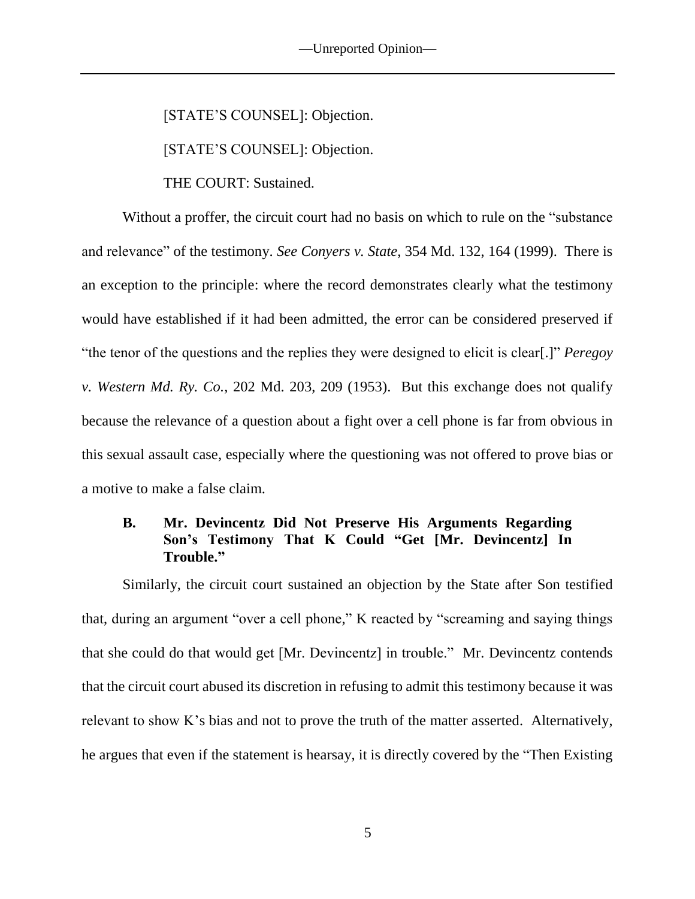[STATE'S COUNSEL]: Objection.

[STATE'S COUNSEL]: Objection.

THE COURT: Sustained.

Without a proffer, the circuit court had no basis on which to rule on the "substance and relevance" of the testimony. *See Conyers v. State*, 354 Md. 132, 164 (1999). There is an exception to the principle: where the record demonstrates clearly what the testimony would have established if it had been admitted, the error can be considered preserved if "the tenor of the questions and the replies they were designed to elicit is clear[.]" *Peregoy v. Western Md. Ry. Co.*, 202 Md. 203, 209 (1953). But this exchange does not qualify because the relevance of a question about a fight over a cell phone is far from obvious in this sexual assault case, especially where the questioning was not offered to prove bias or a motive to make a false claim.

### B. Mr. Devincentz Did Not Preserve His Arguments Regarding Son's Testimony That K Could "Get [Mr. Devincentz] In Trouble."

Similarly, the circuit court sustained an objection by the State after Son testified that, during an argument "over a cell phone," K reacted by "screaming and saying things that she could do that would get [Mr. Devincentz] in trouble." Mr. Devincentz contends that the circuit court abused its discretion in refusing to admit this testimony because it was relevant to show K's bias and not to prove the truth of the matter asserted. Alternatively, he argues that even if the statement is hearsay, it is directly covered by the "Then Existing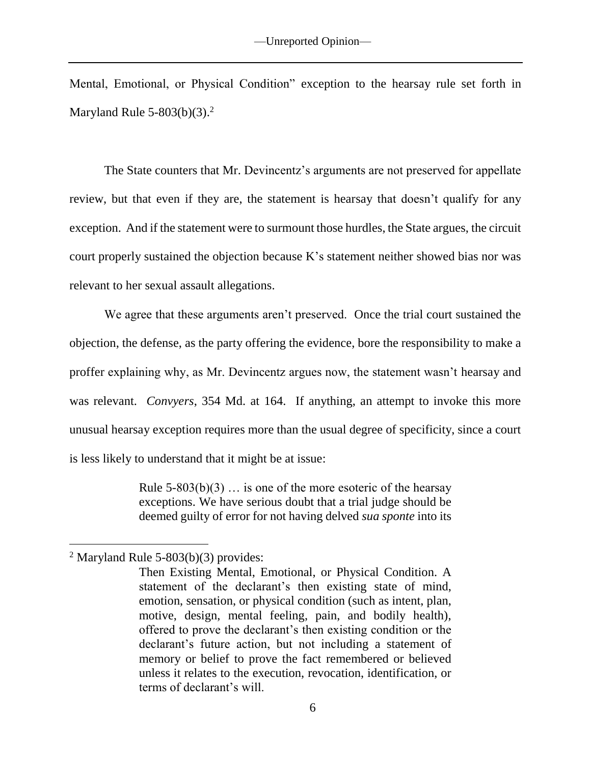Mental, Emotional, or Physical Condition" exception to the hearsay rule set forth in Maryland Rule 5-803(b)(3).[2]

The State counters that Mr. Devincentz's arguments are not preserved for appellate review, but that even if they are, the statement is hearsay that doesn't qualify for any exception. And if the statement were to surmount those hurdles, the State argues, the circuit court properly sustained the objection because K's statement neither showed bias nor was relevant to her sexual assault allegations.

We agree that these arguments aren't preserved. Once the trial court sustained the objection, the defense, as the party offering the evidence, bore the responsibility to make a proffer explaining why, as Mr. Devincentz argues now, the statement wasn't hearsay and was relevant. *Convyers*, 354 Md. at 164. If anything, an attempt to invoke this more unusual hearsay exception requires more than the usual degree of specificity, since a court is less likely to understand that it might be at issue:

> Rule 5-803(b)(3) … is one of the more esoteric of the hearsay exceptions. We have serious doubt that a trial judge should be deemed guilty of error for not having delved *sua sponte* into its

---

[2] Maryland Rule 5-803(b)(3) provides:

> Then Existing Mental, Emotional, or Physical Condition. A statement of the declarant's then existing state of mind, emotion, sensation, or physical condition (such as intent, plan, motive, design, mental feeling, pain, and bodily health), offered to prove the declarant's then existing condition or the declarant's future action, but not including a statement of memory or belief to prove the fact remembered or believed unless it relates to the execution, revocation, identification, or terms of declarant's will.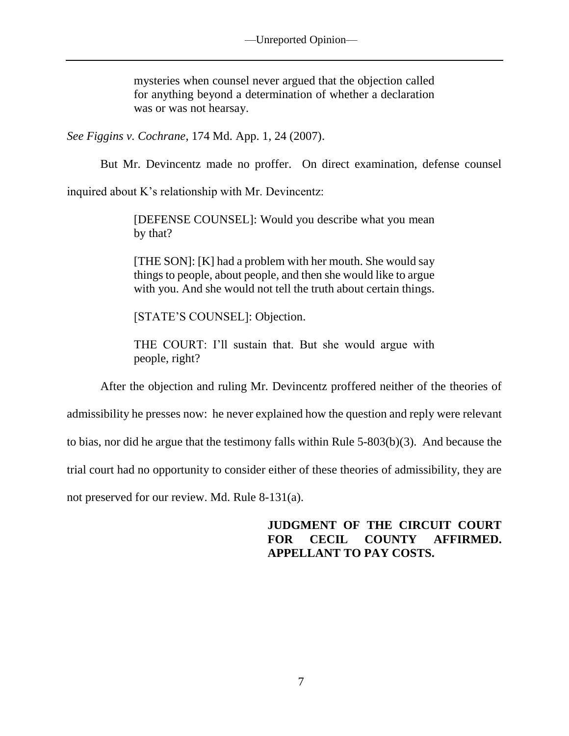> mysteries when counsel never argued that the objection called for anything beyond a determination of whether a declaration was or was not hearsay.

*See Figgins v. Cochrane*, 174 Md. App. 1, 24 (2007).

But Mr. Devincentz made no proffer. On direct examination, defense counsel inquired about K's relationship with Mr. Devincentz:

> [DEFENSE COUNSEL]: Would you describe what you mean by that?
>
> [THE SON]: [K] had a problem with her mouth. She would say things to people, about people, and then she would like to argue with you. And she would not tell the truth about certain things.
>
> [STATE'S COUNSEL]: Objection.
>
> THE COURT: I'll sustain that. But she would argue with people, right?

After the objection and ruling Mr. Devincentz proffered neither of the theories of admissibility he presses now: he never explained how the question and reply were relevant to bias, nor did he argue that the testimony falls within Rule 5-803(b)(3). And because the trial court had no opportunity to consider either of these theories of admissibility, they are not preserved for our review. Md. Rule 8-131(a).

**JUDGMENT OF THE CIRCUIT COURT FOR CECIL COUNTY AFFIRMED. APPELLANT TO PAY COSTS.**